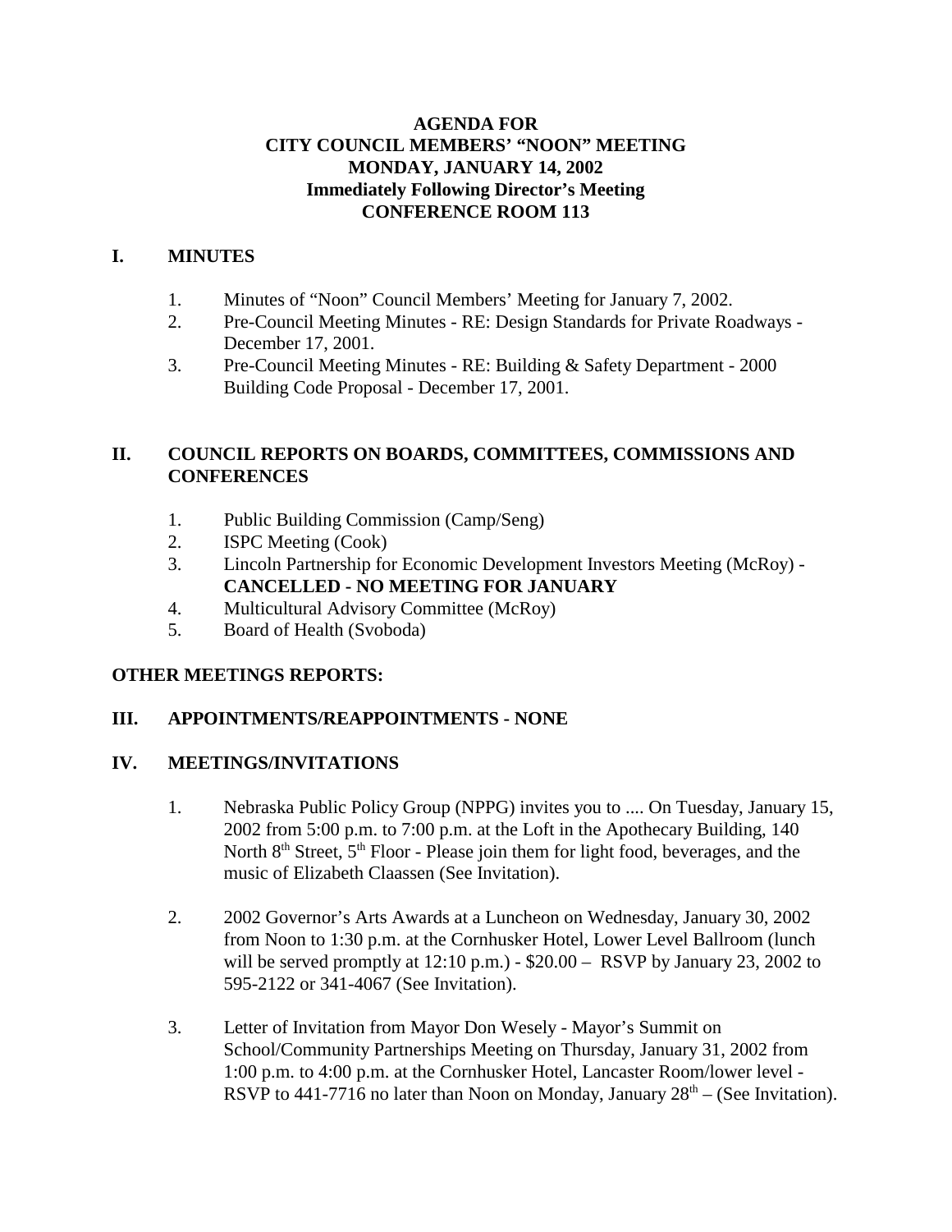# AGENDA FOR CITY COUNCIL MEMBERS' "NOON" MEETING MONDAY, JANUARY 14, 2002 Immediately Following Director's Meeting CONFERENCE ROOM 113

## I. MINUTES

1. Minutes of "Noon" Council Members' Meeting for January 7, 2002.
2. Pre-Council Meeting Minutes - RE: Design Standards for Private Roadways - December 17, 2001.
3. Pre-Council Meeting Minutes - RE: Building & Safety Department - 2000 Building Code Proposal - December 17, 2001.

## II. COUNCIL REPORTS ON BOARDS, COMMITTEES, COMMISSIONS AND CONFERENCES

1. Public Building Commission (Camp/Seng)
2. ISPC Meeting (Cook)
3. Lincoln Partnership for Economic Development Investors Meeting (McRoy) - **CANCELLED - NO MEETING FOR JANUARY**
4. Multicultural Advisory Committee (McRoy)
5. Board of Health (Svoboda)

## OTHER MEETINGS REPORTS:

## III. APPOINTMENTS/REAPPOINTMENTS - NONE

## IV. MEETINGS/INVITATIONS

1. Nebraska Public Policy Group (NPPG) invites you to .... On Tuesday, January 15, 2002 from 5:00 p.m. to 7:00 p.m. at the Loft in the Apothecary Building, 140 North 8th Street, 5th Floor - Please join them for light food, beverages, and the music of Elizabeth Claassen (See Invitation).

2. 2002 Governor's Arts Awards at a Luncheon on Wednesday, January 30, 2002 from Noon to 1:30 p.m. at the Cornhusker Hotel, Lower Level Ballroom (lunch will be served promptly at 12:10 p.m.) - $20.00 – RSVP by January 23, 2002 to 595-2122 or 341-4067 (See Invitation).

3. Letter of Invitation from Mayor Don Wesely - Mayor's Summit on School/Community Partnerships Meeting on Thursday, January 31, 2002 from 1:00 p.m. to 4:00 p.m. at the Cornhusker Hotel, Lancaster Room/lower level - RSVP to 441-7716 no later than Noon on Monday, January 28th – (See Invitation).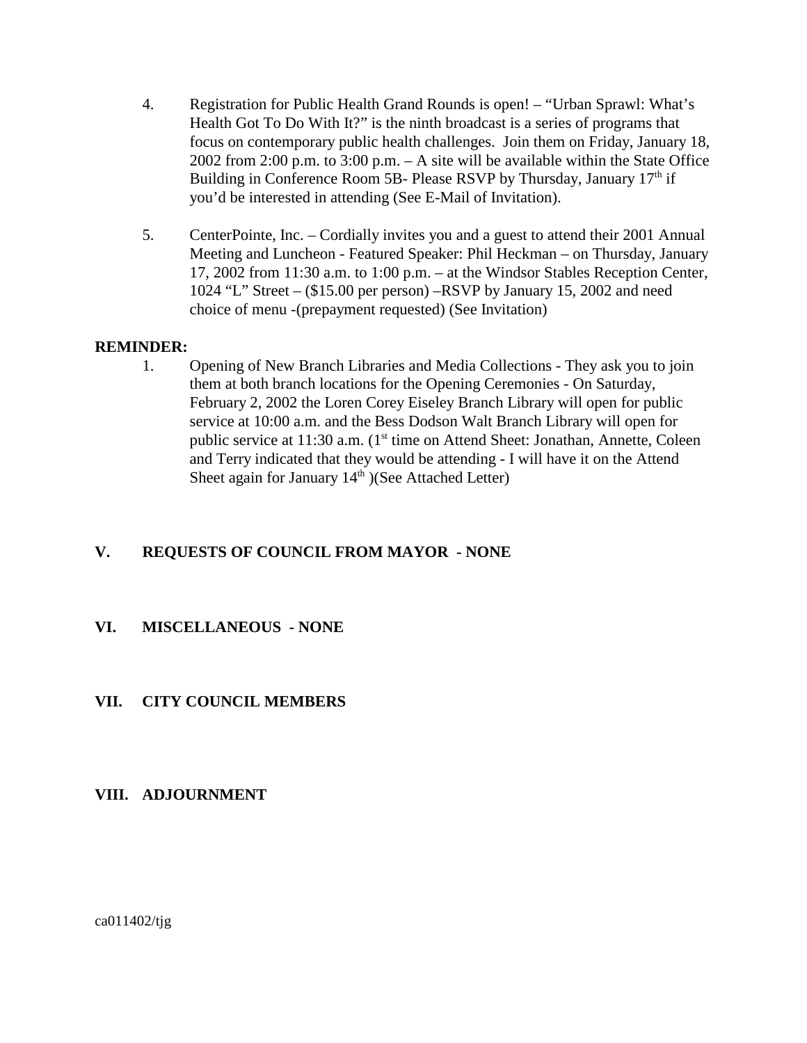4. Registration for Public Health Grand Rounds is open! – "Urban Sprawl: What's Health Got To Do With It?" is the ninth broadcast is a series of programs that focus on contemporary public health challenges. Join them on Friday, January 18, 2002 from 2:00 p.m. to 3:00 p.m. – A site will be available within the State Office Building in Conference Room 5B- Please RSVP by Thursday, January 17th if you'd be interested in attending (See E-Mail of Invitation).

5. CenterPointe, Inc. – Cordially invites you and a guest to attend their 2001 Annual Meeting and Luncheon - Featured Speaker: Phil Heckman – on Thursday, January 17, 2002 from 11:30 a.m. to 1:00 p.m. – at the Windsor Stables Reception Center, 1024 "L" Street – ($15.00 per person) –RSVP by January 15, 2002 and need choice of menu -(prepayment requested) (See Invitation)

**REMINDER:**

1. Opening of New Branch Libraries and Media Collections - They ask you to join them at both branch locations for the Opening Ceremonies - On Saturday, February 2, 2002 the Loren Corey Eiseley Branch Library will open for public service at 10:00 a.m. and the Bess Dodson Walt Branch Library will open for public service at 11:30 a.m. (1st time on Attend Sheet: Jonathan, Annette, Coleen and Terry indicated that they would be attending - I will have it on the Attend Sheet again for January 14th )(See Attached Letter)

## V. REQUESTS OF COUNCIL FROM MAYOR - NONE

## VI. MISCELLANEOUS - NONE

## VII. CITY COUNCIL MEMBERS

## VIII. ADJOURNMENT

ca011402/tjg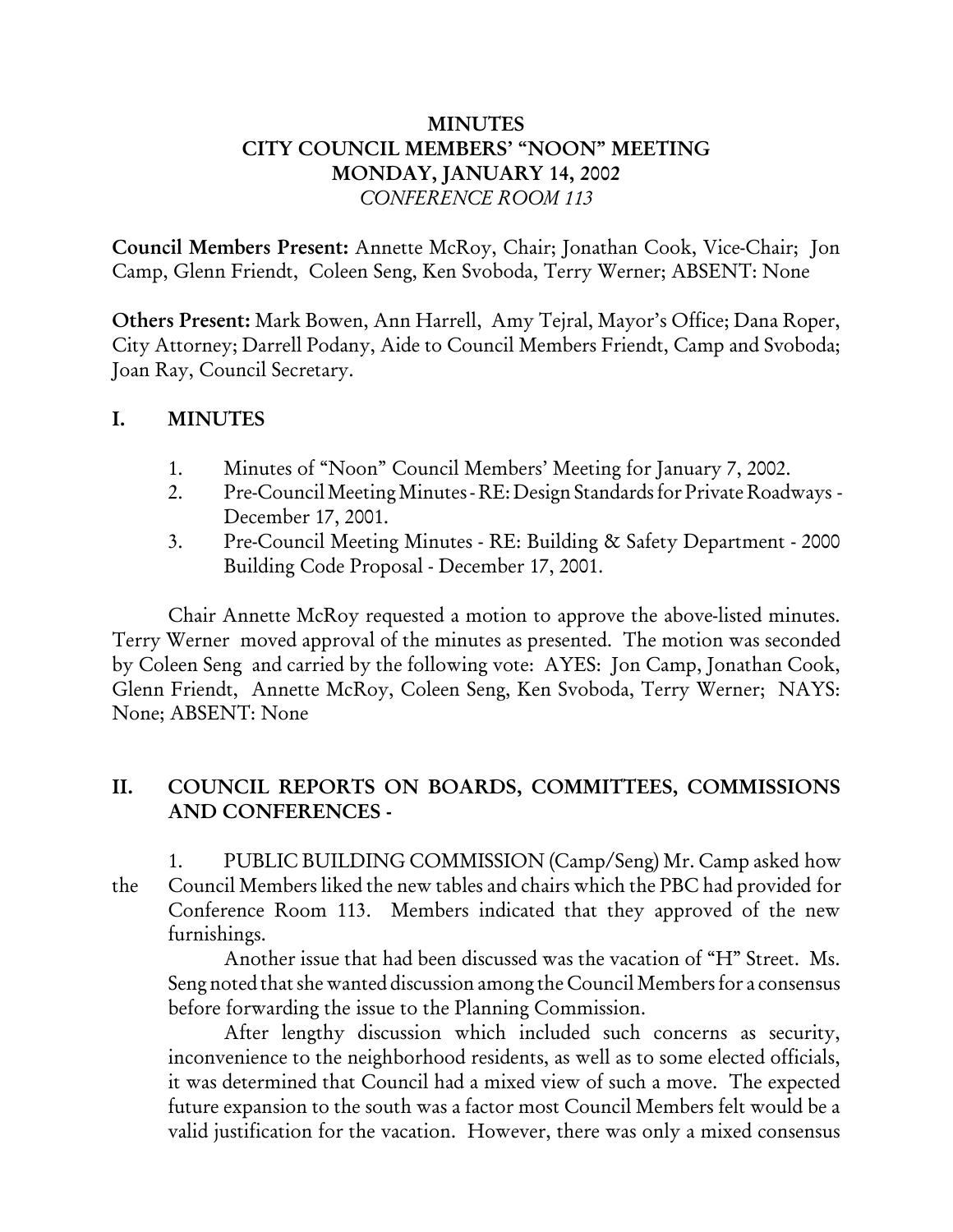# MINUTES
## CITY COUNCIL MEMBERS' "NOON" MEETING
## MONDAY, JANUARY 14, 2002
*CONFERENCE ROOM 113*

**Council Members Present:** Annette McRoy, Chair; Jonathan Cook, Vice-Chair; Jon Camp, Glenn Friendt, Coleen Seng, Ken Svoboda, Terry Werner; ABSENT: None

**Others Present:** Mark Bowen, Ann Harrell, Amy Tejral, Mayor's Office; Dana Roper, City Attorney; Darrell Podany, Aide to Council Members Friendt, Camp and Svoboda; Joan Ray, Council Secretary.

## I. MINUTES

1. Minutes of "Noon" Council Members' Meeting for January 7, 2002.
2. Pre-Council Meeting Minutes - RE: Design Standards for Private Roadways - December 17, 2001.
3. Pre-Council Meeting Minutes - RE: Building & Safety Department - 2000 Building Code Proposal - December 17, 2001.

Chair Annette McRoy requested a motion to approve the above-listed minutes. Terry Werner moved approval of the minutes as presented. The motion was seconded by Coleen Seng and carried by the following vote: AYES: Jon Camp, Jonathan Cook, Glenn Friendt, Annette McRoy, Coleen Seng, Ken Svoboda, Terry Werner; NAYS: None; ABSENT: None

## II. COUNCIL REPORTS ON BOARDS, COMMITTEES, COMMISSIONS AND CONFERENCES -

1. PUBLIC BUILDING COMMISSION (Camp/Seng) Mr. Camp asked how the Council Members liked the new tables and chairs which the PBC had provided for Conference Room 113. Members indicated that they approved of the new furnishings.

Another issue that had been discussed was the vacation of "H" Street. Ms. Seng noted that she wanted discussion among the Council Members for a consensus before forwarding the issue to the Planning Commission.

After lengthy discussion which included such concerns as security, inconvenience to the neighborhood residents, as well as to some elected officials, it was determined that Council had a mixed view of such a move. The expected future expansion to the south was a factor most Council Members felt would be a valid justification for the vacation. However, there was only a mixed consensus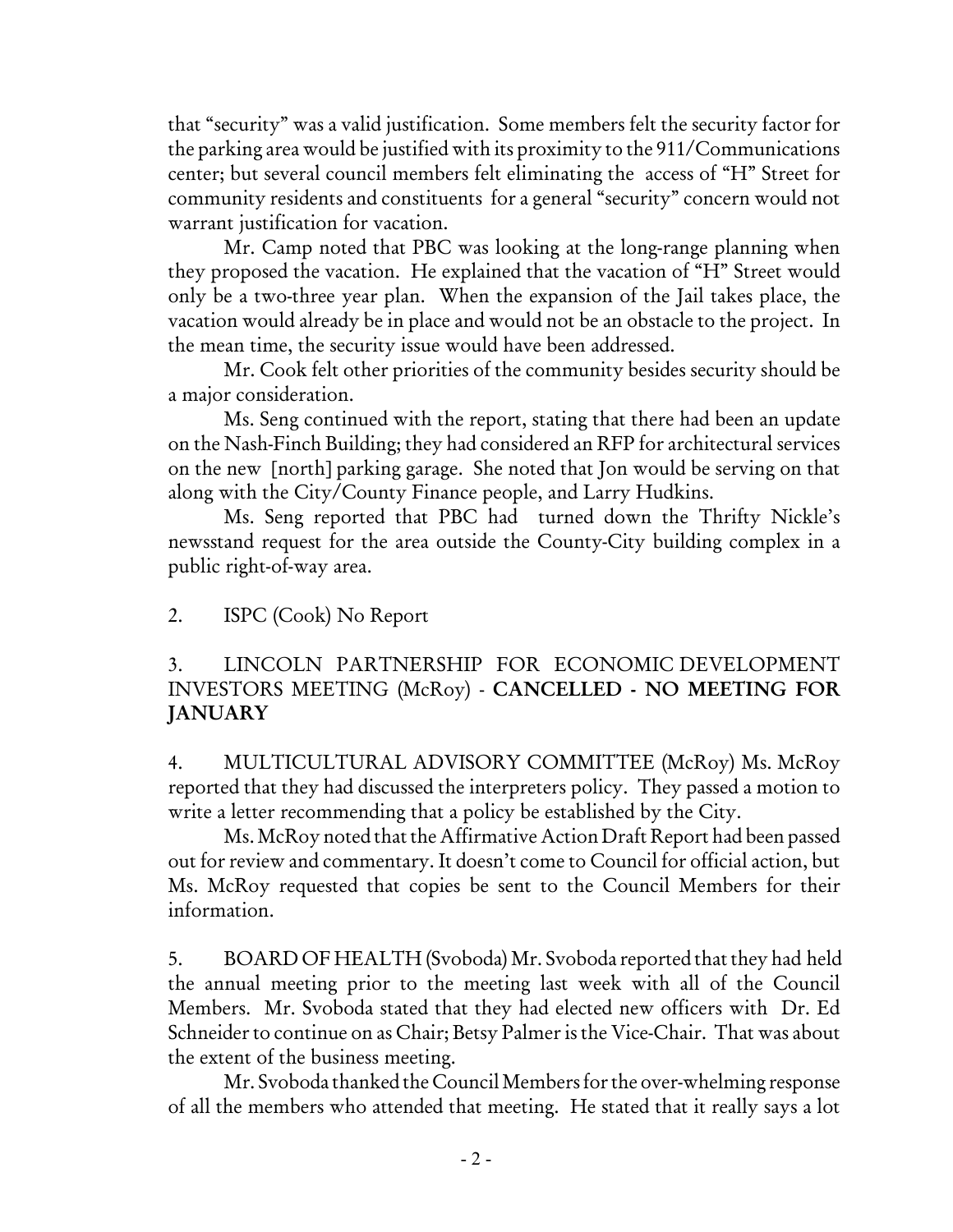that "security" was a valid justification. Some members felt the security factor for the parking area would be justified with its proximity to the 911/Communications center; but several council members felt eliminating the access of "H" Street for community residents and constituents for a general "security" concern would not warrant justification for vacation.

Mr. Camp noted that PBC was looking at the long-range planning when they proposed the vacation. He explained that the vacation of "H" Street would only be a two-three year plan. When the expansion of the Jail takes place, the vacation would already be in place and would not be an obstacle to the project. In the mean time, the security issue would have been addressed.

Mr. Cook felt other priorities of the community besides security should be a major consideration.

Ms. Seng continued with the report, stating that there had been an update on the Nash-Finch Building; they had considered an RFP for architectural services on the new [north] parking garage. She noted that Jon would be serving on that along with the City/County Finance people, and Larry Hudkins.

Ms. Seng reported that PBC had turned down the Thrifty Nickle's newsstand request for the area outside the County-City building complex in a public right-of-way area.

2. ISPC (Cook) No Report

3. LINCOLN PARTNERSHIP FOR ECONOMIC DEVELOPMENT INVESTORS MEETING (McRoy) - **CANCELLED - NO MEETING FOR JANUARY**

4. MULTICULTURAL ADVISORY COMMITTEE (McRoy) Ms. McRoy reported that they had discussed the interpreters policy. They passed a motion to write a letter recommending that a policy be established by the City.

Ms. McRoy noted that the Affirmative Action Draft Report had been passed out for review and commentary. It doesn't come to Council for official action, but Ms. McRoy requested that copies be sent to the Council Members for their information.

5. BOARD OF HEALTH (Svoboda) Mr. Svoboda reported that they had held the annual meeting prior to the meeting last week with all of the Council Members. Mr. Svoboda stated that they had elected new officers with Dr. Ed Schneider to continue on as Chair; Betsy Palmer is the Vice-Chair. That was about the extent of the business meeting.

Mr. Svoboda thanked the Council Members for the over-whelming response of all the members who attended that meeting. He stated that it really says a lot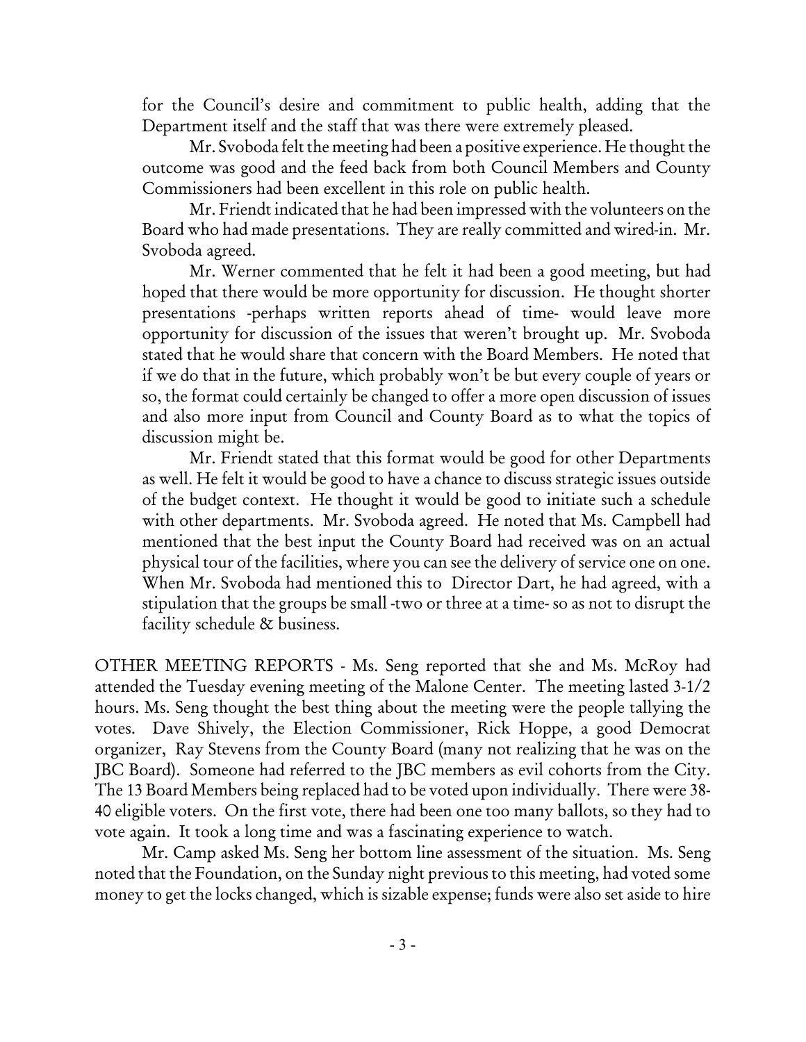for the Council's desire and commitment to public health, adding that the Department itself and the staff that was there were extremely pleased.

Mr. Svoboda felt the meeting had been a positive experience. He thought the outcome was good and the feed back from both Council Members and County Commissioners had been excellent in this role on public health.

Mr. Friendt indicated that he had been impressed with the volunteers on the Board who had made presentations. They are really committed and wired-in. Mr. Svoboda agreed.

Mr. Werner commented that he felt it had been a good meeting, but had hoped that there would be more opportunity for discussion. He thought shorter presentations -perhaps written reports ahead of time- would leave more opportunity for discussion of the issues that weren't brought up. Mr. Svoboda stated that he would share that concern with the Board Members. He noted that if we do that in the future, which probably won't be but every couple of years or so, the format could certainly be changed to offer a more open discussion of issues and also more input from Council and County Board as to what the topics of discussion might be.

Mr. Friendt stated that this format would be good for other Departments as well. He felt it would be good to have a chance to discuss strategic issues outside of the budget context. He thought it would be good to initiate such a schedule with other departments. Mr. Svoboda agreed. He noted that Ms. Campbell had mentioned that the best input the County Board had received was on an actual physical tour of the facilities, where you can see the delivery of service one on one. When Mr. Svoboda had mentioned this to Director Dart, he had agreed, with a stipulation that the groups be small -two or three at a time- so as not to disrupt the facility schedule & business.

OTHER MEETING REPORTS - Ms. Seng reported that she and Ms. McRoy had attended the Tuesday evening meeting of the Malone Center. The meeting lasted 3-1/2 hours. Ms. Seng thought the best thing about the meeting were the people tallying the votes. Dave Shively, the Election Commissioner, Rick Hoppe, a good Democrat organizer, Ray Stevens from the County Board (many not realizing that he was on the JBC Board). Someone had referred to the JBC members as evil cohorts from the City. The 13 Board Members being replaced had to be voted upon individually. There were 38-40 eligible voters. On the first vote, there had been one too many ballots, so they had to vote again. It took a long time and was a fascinating experience to watch.

Mr. Camp asked Ms. Seng her bottom line assessment of the situation. Ms. Seng noted that the Foundation, on the Sunday night previous to this meeting, had voted some money to get the locks changed, which is sizable expense; funds were also set aside to hire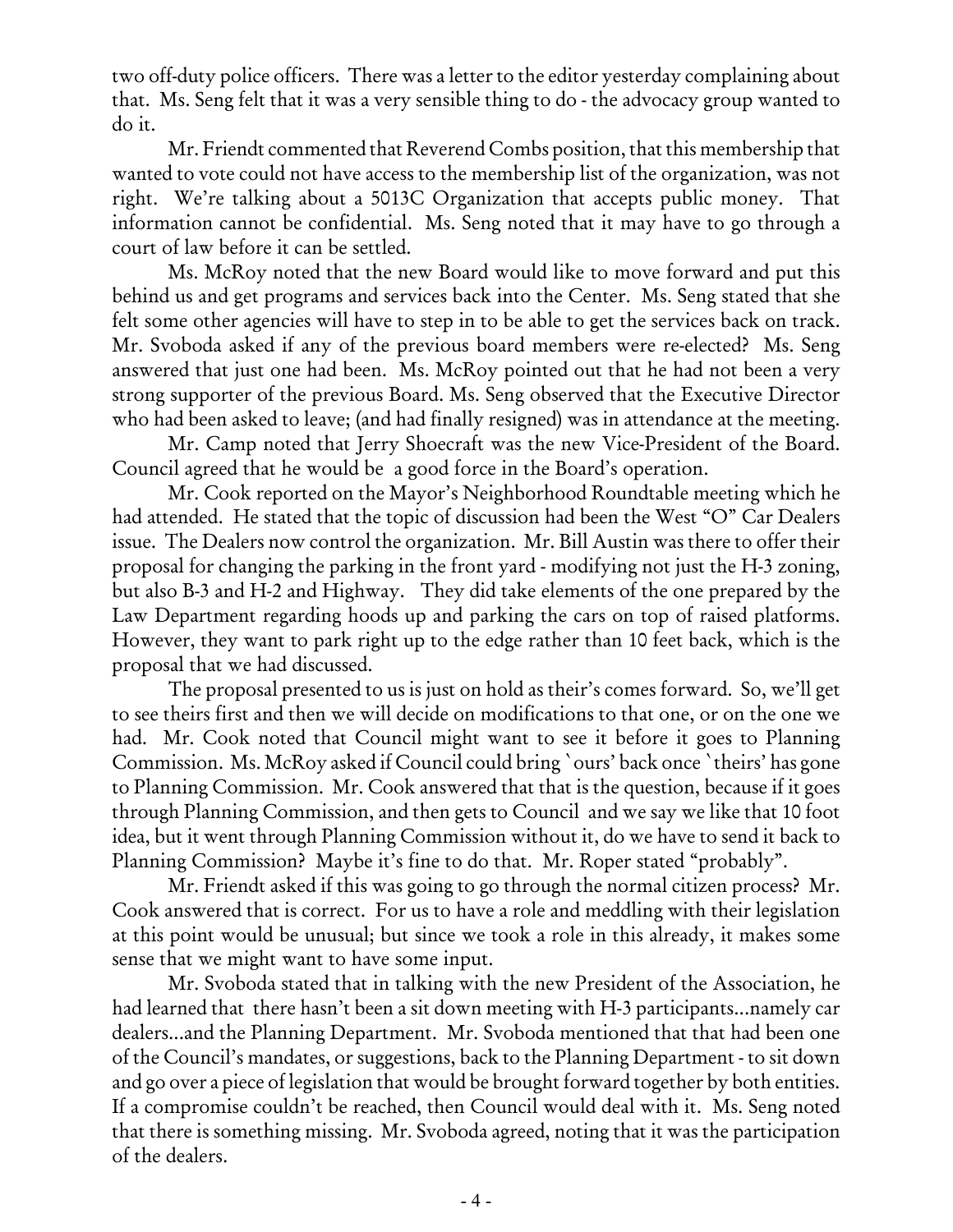two off-duty police officers. There was a letter to the editor yesterday complaining about that. Ms. Seng felt that it was a very sensible thing to do - the advocacy group wanted to do it.

Mr. Friendt commented that Reverend Combs position, that this membership that wanted to vote could not have access to the membership list of the organization, was not right. We're talking about a 5013C Organization that accepts public money. That information cannot be confidential. Ms. Seng noted that it may have to go through a court of law before it can be settled.

Ms. McRoy noted that the new Board would like to move forward and put this behind us and get programs and services back into the Center. Ms. Seng stated that she felt some other agencies will have to step in to be able to get the services back on track. Mr. Svoboda asked if any of the previous board members were re-elected? Ms. Seng answered that just one had been. Ms. McRoy pointed out that he had not been a very strong supporter of the previous Board. Ms. Seng observed that the Executive Director who had been asked to leave; (and had finally resigned) was in attendance at the meeting.

Mr. Camp noted that Jerry Shoecraft was the new Vice-President of the Board. Council agreed that he would be a good force in the Board's operation.

Mr. Cook reported on the Mayor's Neighborhood Roundtable meeting which he had attended. He stated that the topic of discussion had been the West "O" Car Dealers issue. The Dealers now control the organization. Mr. Bill Austin was there to offer their proposal for changing the parking in the front yard - modifying not just the H-3 zoning, but also B-3 and H-2 and Highway. They did take elements of the one prepared by the Law Department regarding hoods up and parking the cars on top of raised platforms. However, they want to park right up to the edge rather than 10 feet back, which is the proposal that we had discussed.

The proposal presented to us is just on hold as their's comes forward. So, we'll get to see theirs first and then we will decide on modifications to that one, or on the one we had. Mr. Cook noted that Council might want to see it before it goes to Planning Commission. Ms. McRoy asked if Council could bring `ours' back once `theirs' has gone to Planning Commission. Mr. Cook answered that that is the question, because if it goes through Planning Commission, and then gets to Council and we say we like that 10 foot idea, but it went through Planning Commission without it, do we have to send it back to Planning Commission? Maybe it's fine to do that. Mr. Roper stated "probably".

Mr. Friendt asked if this was going to go through the normal citizen process? Mr. Cook answered that is correct. For us to have a role and meddling with their legislation at this point would be unusual; but since we took a role in this already, it makes some sense that we might want to have some input.

Mr. Svoboda stated that in talking with the new President of the Association, he had learned that there hasn't been a sit down meeting with H-3 participants...namely car dealers...and the Planning Department. Mr. Svoboda mentioned that that had been one of the Council's mandates, or suggestions, back to the Planning Department - to sit down and go over a piece of legislation that would be brought forward together by both entities. If a compromise couldn't be reached, then Council would deal with it. Ms. Seng noted that there is something missing. Mr. Svoboda agreed, noting that it was the participation of the dealers.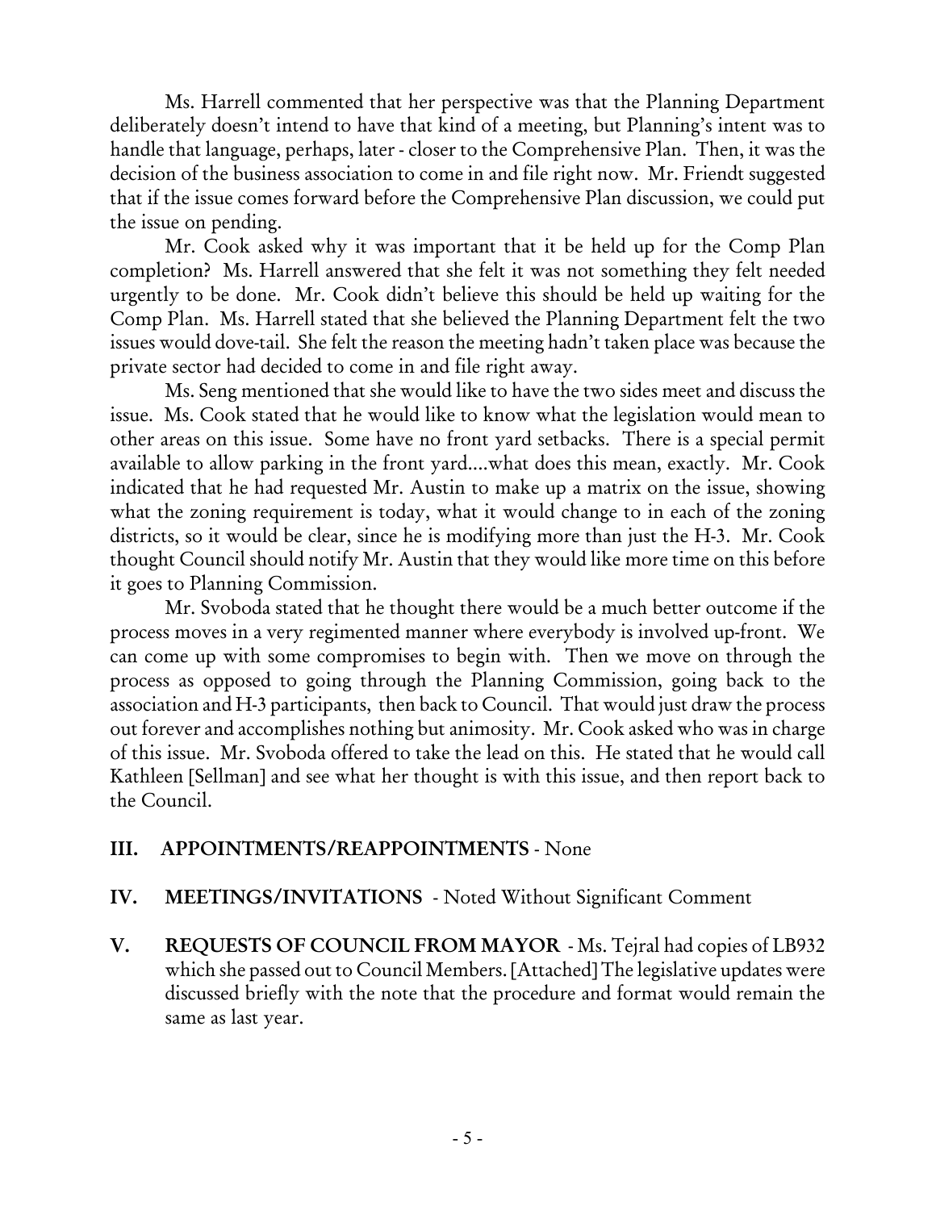Ms. Harrell commented that her perspective was that the Planning Department deliberately doesn't intend to have that kind of a meeting, but Planning's intent was to handle that language, perhaps, later - closer to the Comprehensive Plan. Then, it was the decision of the business association to come in and file right now. Mr. Friendt suggested that if the issue comes forward before the Comprehensive Plan discussion, we could put the issue on pending.

Mr. Cook asked why it was important that it be held up for the Comp Plan completion? Ms. Harrell answered that she felt it was not something they felt needed urgently to be done. Mr. Cook didn't believe this should be held up waiting for the Comp Plan. Ms. Harrell stated that she believed the Planning Department felt the two issues would dove-tail. She felt the reason the meeting hadn't taken place was because the private sector had decided to come in and file right away.

Ms. Seng mentioned that she would like to have the two sides meet and discuss the issue. Ms. Cook stated that he would like to know what the legislation would mean to other areas on this issue. Some have no front yard setbacks. There is a special permit available to allow parking in the front yard....what does this mean, exactly. Mr. Cook indicated that he had requested Mr. Austin to make up a matrix on the issue, showing what the zoning requirement is today, what it would change to in each of the zoning districts, so it would be clear, since he is modifying more than just the H-3. Mr. Cook thought Council should notify Mr. Austin that they would like more time on this before it goes to Planning Commission.

Mr. Svoboda stated that he thought there would be a much better outcome if the process moves in a very regimented manner where everybody is involved up-front. We can come up with some compromises to begin with. Then we move on through the process as opposed to going through the Planning Commission, going back to the association and H-3 participants, then back to Council. That would just draw the process out forever and accomplishes nothing but animosity. Mr. Cook asked who was in charge of this issue. Mr. Svoboda offered to take the lead on this. He stated that he would call Kathleen [Sellman] and see what her thought is with this issue, and then report back to the Council.

## III. APPOINTMENTS/REAPPOINTMENTS - None

## IV. MEETINGS/INVITATIONS - Noted Without Significant Comment

## V. REQUESTS OF COUNCIL FROM MAYOR - Ms. Tejral had copies of LB932 which she passed out to Council Members. [Attached] The legislative updates were discussed briefly with the note that the procedure and format would remain the same as last year.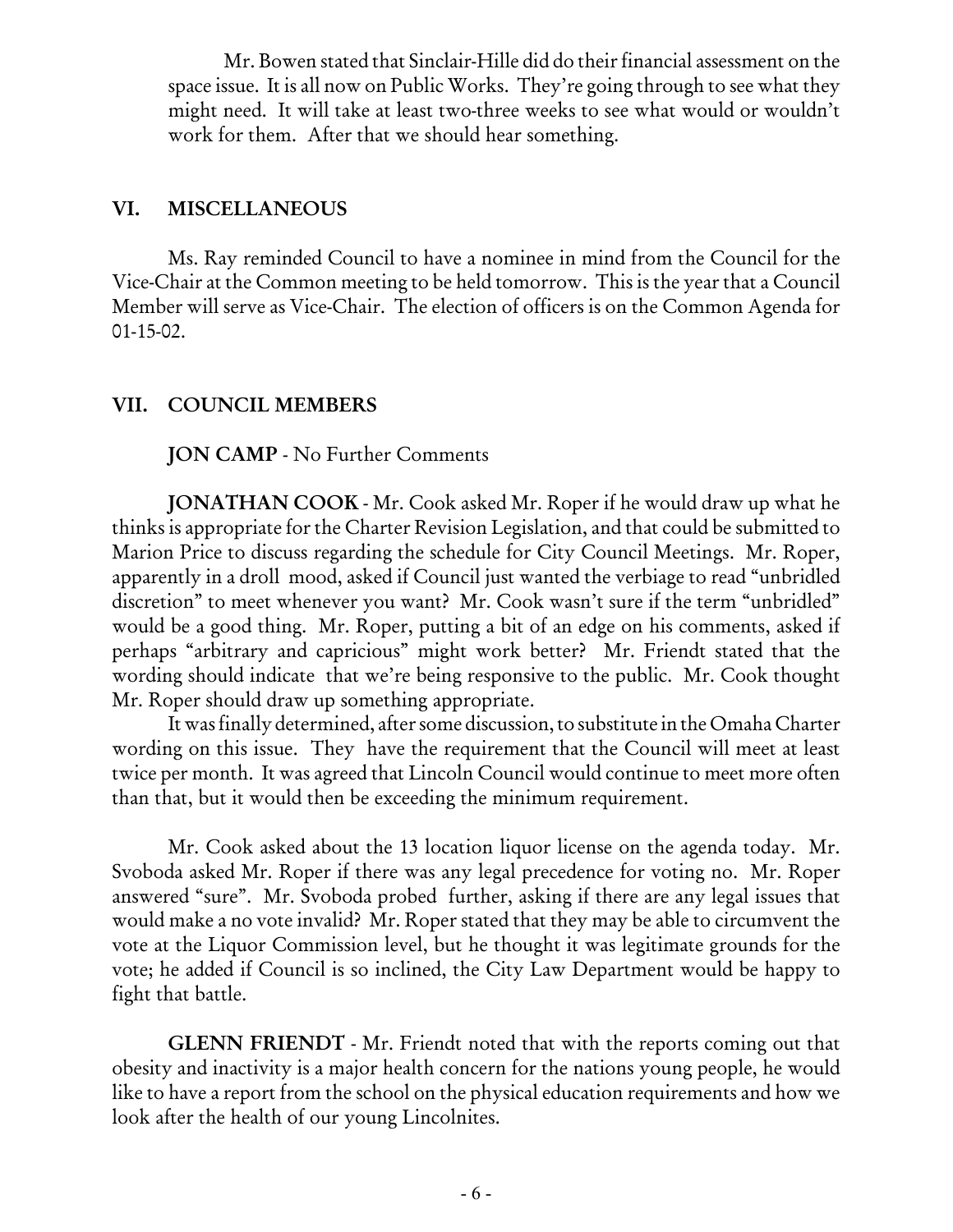Mr. Bowen stated that Sinclair-Hille did do their financial assessment on the space issue. It is all now on Public Works. They're going through to see what they might need. It will take at least two-three weeks to see what would or wouldn't work for them. After that we should hear something.

## VI. MISCELLANEOUS

Ms. Ray reminded Council to have a nominee in mind from the Council for the Vice-Chair at the Common meeting to be held tomorrow. This is the year that a Council Member will serve as Vice-Chair. The election of officers is on the Common Agenda for 01-15-02.

## VII. COUNCIL MEMBERS

**JON CAMP** - No Further Comments

**JONATHAN COOK** - Mr. Cook asked Mr. Roper if he would draw up what he thinks is appropriate for the Charter Revision Legislation, and that could be submitted to Marion Price to discuss regarding the schedule for City Council Meetings. Mr. Roper, apparently in a droll mood, asked if Council just wanted the verbiage to read "unbridled discretion" to meet whenever you want? Mr. Cook wasn't sure if the term "unbridled" would be a good thing. Mr. Roper, putting a bit of an edge on his comments, asked if perhaps "arbitrary and capricious" might work better? Mr. Friendt stated that the wording should indicate that we're being responsive to the public. Mr. Cook thought Mr. Roper should draw up something appropriate.

It was finally determined, after some discussion, to substitute in the Omaha Charter wording on this issue. They have the requirement that the Council will meet at least twice per month. It was agreed that Lincoln Council would continue to meet more often than that, but it would then be exceeding the minimum requirement.

Mr. Cook asked about the 13 location liquor license on the agenda today. Mr. Svoboda asked Mr. Roper if there was any legal precedence for voting no. Mr. Roper answered "sure". Mr. Svoboda probed further, asking if there are any legal issues that would make a no vote invalid? Mr. Roper stated that they may be able to circumvent the vote at the Liquor Commission level, but he thought it was legitimate grounds for the vote; he added if Council is so inclined, the City Law Department would be happy to fight that battle.

**GLENN FRIENDT** - Mr. Friendt noted that with the reports coming out that obesity and inactivity is a major health concern for the nations young people, he would like to have a report from the school on the physical education requirements and how we look after the health of our young Lincolnites.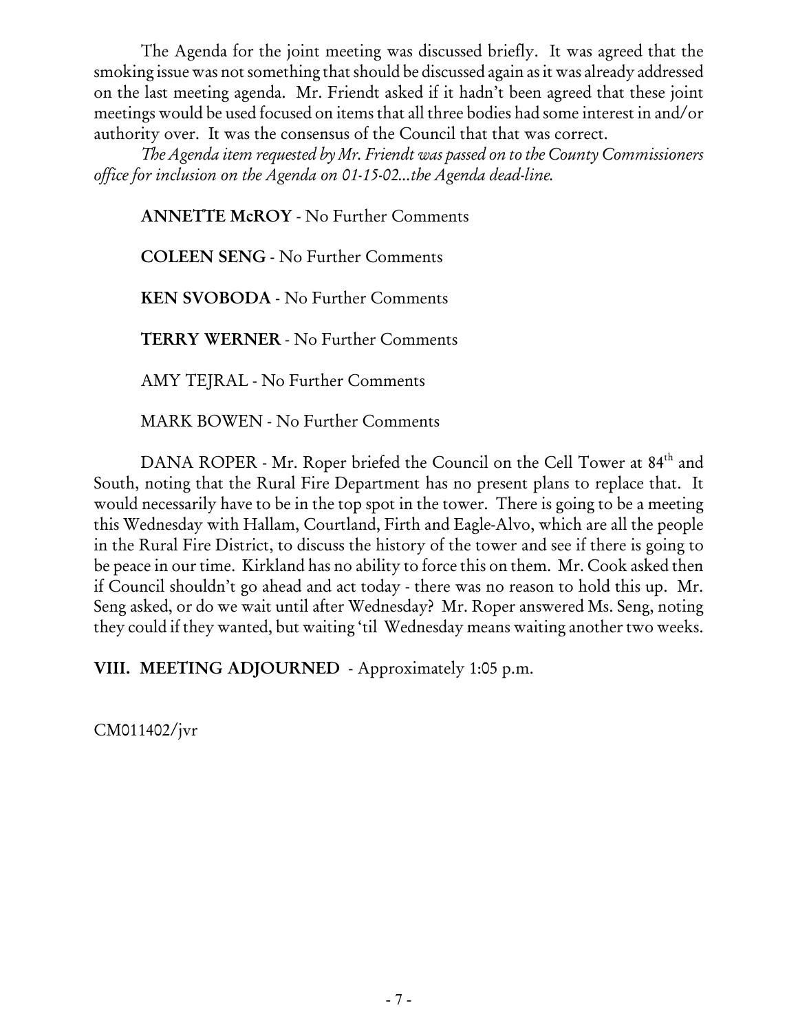The Agenda for the joint meeting was discussed briefly. It was agreed that the smoking issue was not something that should be discussed again as it was already addressed on the last meeting agenda. Mr. Friendt asked if it hadn't been agreed that these joint meetings would be used focused on items that all three bodies had some interest in and/or authority over. It was the consensus of the Council that that was correct.

*The Agenda item requested by Mr. Friendt was passed on to the County Commissioners office for inclusion on the Agenda on 01-15-02...the Agenda dead-line.*

**ANNETTE McROY** - No Further Comments

**COLEEN SENG** - No Further Comments

**KEN SVOBODA** - No Further Comments

**TERRY WERNER** - No Further Comments

AMY TEJRAL - No Further Comments

MARK BOWEN - No Further Comments

DANA ROPER - Mr. Roper briefed the Council on the Cell Tower at 84th and South, noting that the Rural Fire Department has no present plans to replace that. It would necessarily have to be in the top spot in the tower. There is going to be a meeting this Wednesday with Hallam, Courtland, Firth and Eagle-Alvo, which are all the people in the Rural Fire District, to discuss the history of the tower and see if there is going to be peace in our time. Kirkland has no ability to force this on them. Mr. Cook asked then if Council shouldn't go ahead and act today - there was no reason to hold this up. Mr. Seng asked, or do we wait until after Wednesday? Mr. Roper answered Ms. Seng, noting they could if they wanted, but waiting 'til Wednesday means waiting another two weeks.

**VIII. MEETING ADJOURNED** - Approximately 1:05 p.m.

CM011402/jvr